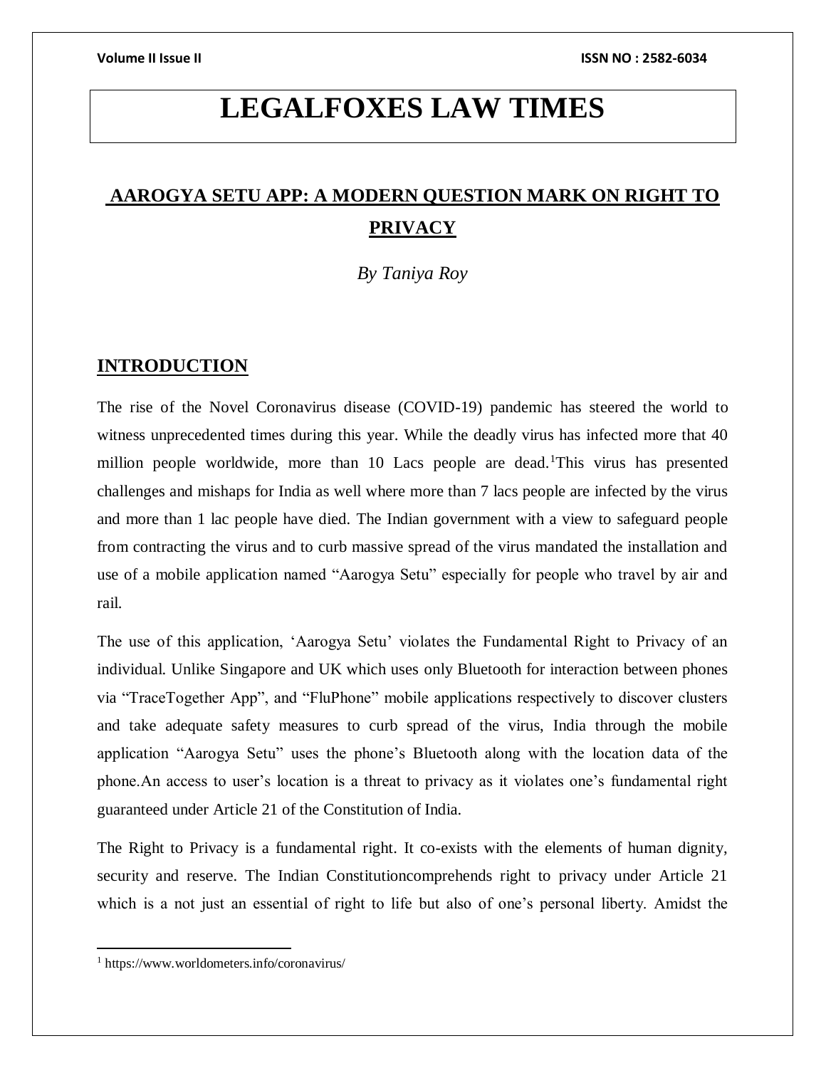# LEGALFOXES LAW TIMES

## AAROGYA SETU APP: A MODERN QUESTION MARK ON RIGHT TO PRIVACY

*By Taniya Roy*

## INTRODUCTION

The rise of the Novel Coronavirus disease (COVID-19) pandemic has steered the world to witness unprecedented times during this year. While the deadly virus has infected more that 40 million people worldwide, more than 10 Lacs people are dead.[1]This virus has presented challenges and mishaps for India as well where more than 7 lacs people are infected by the virus and more than 1 lac people have died. The Indian government with a view to safeguard people from contracting the virus and to curb massive spread of the virus mandated the installation and use of a mobile application named "Aarogya Setu" especially for people who travel by air and rail.

The use of this application, 'Aarogya Setu' violates the Fundamental Right to Privacy of an individual. Unlike Singapore and UK which uses only Bluetooth for interaction between phones via "TraceTogether App", and "FluPhone" mobile applications respectively to discover clusters and take adequate safety measures to curb spread of the virus, India through the mobile application "Aarogya Setu" uses the phone's Bluetooth along with the location data of the phone.An access to user's location is a threat to privacy as it violates one's fundamental right guaranteed under Article 21 of the Constitution of India.

The Right to Privacy is a fundamental right. It co-exists with the elements of human dignity, security and reserve. The Indian Constitutioncomprehends right to privacy under Article 21 which is a not just an essential of right to life but also of one's personal liberty. Amidst the

[1] https://www.worldometers.info/coronavirus/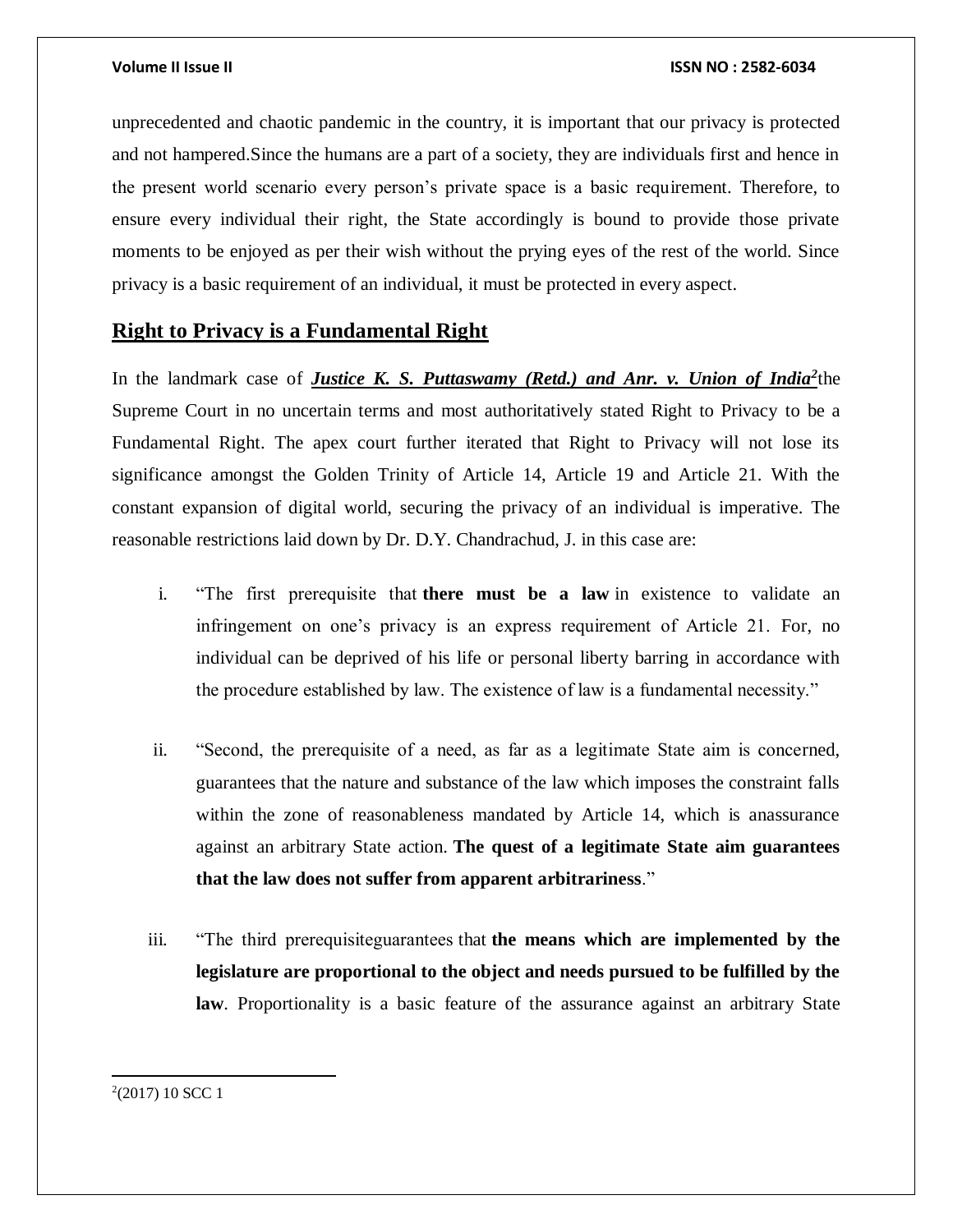unprecedented and chaotic pandemic in the country, it is important that our privacy is protected and not hampered.Since the humans are a part of a society, they are individuals first and hence in the present world scenario every person's private space is a basic requirement. Therefore, to ensure every individual their right, the State accordingly is bound to provide those private moments to be enjoyed as per their wish without the prying eyes of the rest of the world. Since privacy is a basic requirement of an individual, it must be protected in every aspect.

## Right to Privacy is a Fundamental Right

In the landmark case of ***Justice K. S. Puttaswamy (Retd.) and Anr. v. Union of India***[2]the Supreme Court in no uncertain terms and most authoritatively stated Right to Privacy to be a Fundamental Right. The apex court further iterated that Right to Privacy will not lose its significance amongst the Golden Trinity of Article 14, Article 19 and Article 21. With the constant expansion of digital world, securing the privacy of an individual is imperative. The reasonable restrictions laid down by Dr. D.Y. Chandrachud, J. in this case are:

i. "The first prerequisite that **there must be a law** in existence to validate an infringement on one's privacy is an express requirement of Article 21. For, no individual can be deprived of his life or personal liberty barring in accordance with the procedure established by law. The existence of law is a fundamental necessity."

ii. "Second, the prerequisite of a need, as far as a legitimate State aim is concerned, guarantees that the nature and substance of the law which imposes the constraint falls within the zone of reasonableness mandated by Article 14, which is anassurance against an arbitrary State action. **The quest of a legitimate State aim guarantees that the law does not suffer from apparent arbitrariness**."

iii. "The third prerequisiteguarantees that **the means which are implemented by the legislature are proportional to the object and needs pursued to be fulfilled by the law**. Proportionality is a basic feature of the assurance against an arbitrary State

[2](2017) 10 SCC 1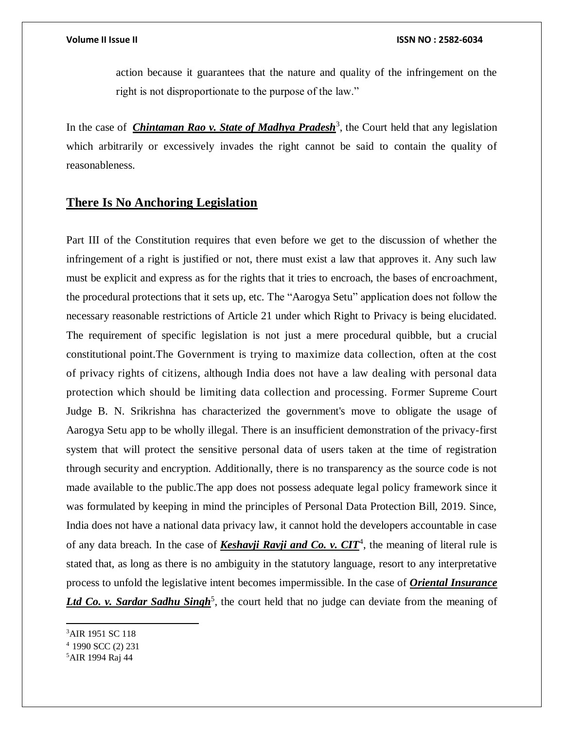action because it guarantees that the nature and quality of the infringement on the right is not disproportionate to the purpose of the law."

In the case of ***Chintaman Rao v. State of Madhya Pradesh***[3], the Court held that any legislation which arbitrarily or excessively invades the right cannot be said to contain the quality of reasonableness.

## There Is No Anchoring Legislation

Part III of the Constitution requires that even before we get to the discussion of whether the infringement of a right is justified or not, there must exist a law that approves it. Any such law must be explicit and express as for the rights that it tries to encroach, the bases of encroachment, the procedural protections that it sets up, etc. The "Aarogya Setu" application does not follow the necessary reasonable restrictions of Article 21 under which Right to Privacy is being elucidated. The requirement of specific legislation is not just a mere procedural quibble, but a crucial constitutional point.The Government is trying to maximize data collection, often at the cost of privacy rights of citizens, although India does not have a law dealing with personal data protection which should be limiting data collection and processing. Former Supreme Court Judge B. N. Srikrishna has characterized the government's move to obligate the usage of Aarogya Setu app to be wholly illegal. There is an insufficient demonstration of the privacy-first system that will protect the sensitive personal data of users taken at the time of registration through security and encryption. Additionally, there is no transparency as the source code is not made available to the public.The app does not possess adequate legal policy framework since it was formulated by keeping in mind the principles of Personal Data Protection Bill, 2019. Since, India does not have a national data privacy law, it cannot hold the developers accountable in case of any data breach. In the case of ***Keshavji Ravji and Co. v. CIT***[4], the meaning of literal rule is stated that, as long as there is no ambiguity in the statutory language, resort to any interpretative process to unfold the legislative intent becomes impermissible. In the case of ***Oriental Insurance Ltd Co. v. Sardar Sadhu Singh***[5], the court held that no judge can deviate from the meaning of

---

[3]AIR 1951 SC 118

[4] 1990 SCC (2) 231

[5]AIR 1994 Raj 44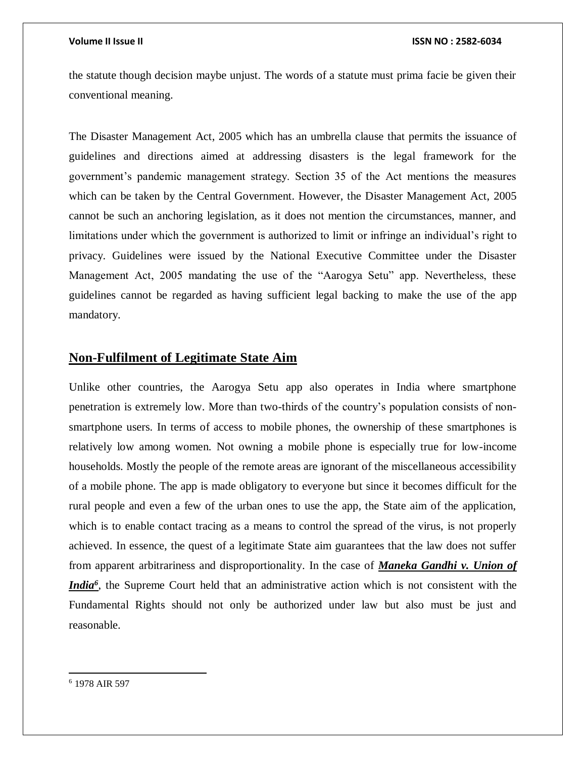the statute though decision maybe unjust. The words of a statute must prima facie be given their conventional meaning.

The Disaster Management Act, 2005 which has an umbrella clause that permits the issuance of guidelines and directions aimed at addressing disasters is the legal framework for the government's pandemic management strategy. Section 35 of the Act mentions the measures which can be taken by the Central Government. However, the Disaster Management Act, 2005 cannot be such an anchoring legislation, as it does not mention the circumstances, manner, and limitations under which the government is authorized to limit or infringe an individual's right to privacy. Guidelines were issued by the National Executive Committee under the Disaster Management Act, 2005 mandating the use of the "Aarogya Setu" app. Nevertheless, these guidelines cannot be regarded as having sufficient legal backing to make the use of the app mandatory.

## Non-Fulfilment of Legitimate State Aim

Unlike other countries, the Aarogya Setu app also operates in India where smartphone penetration is extremely low. More than two-thirds of the country's population consists of non-smartphone users. In terms of access to mobile phones, the ownership of these smartphones is relatively low among women. Not owning a mobile phone is especially true for low-income households. Mostly the people of the remote areas are ignorant of the miscellaneous accessibility of a mobile phone. The app is made obligatory to everyone but since it becomes difficult for the rural people and even a few of the urban ones to use the app, the State aim of the application, which is to enable contact tracing as a means to control the spread of the virus, is not properly achieved. In essence, the quest of a legitimate State aim guarantees that the law does not suffer from apparent arbitrariness and disproportionality. In the case of ***Maneka Gandhi v. Union of India***[6], the Supreme Court held that an administrative action which is not consistent with the Fundamental Rights should not only be authorized under law but also must be just and reasonable.

---

[6] 1978 AIR 597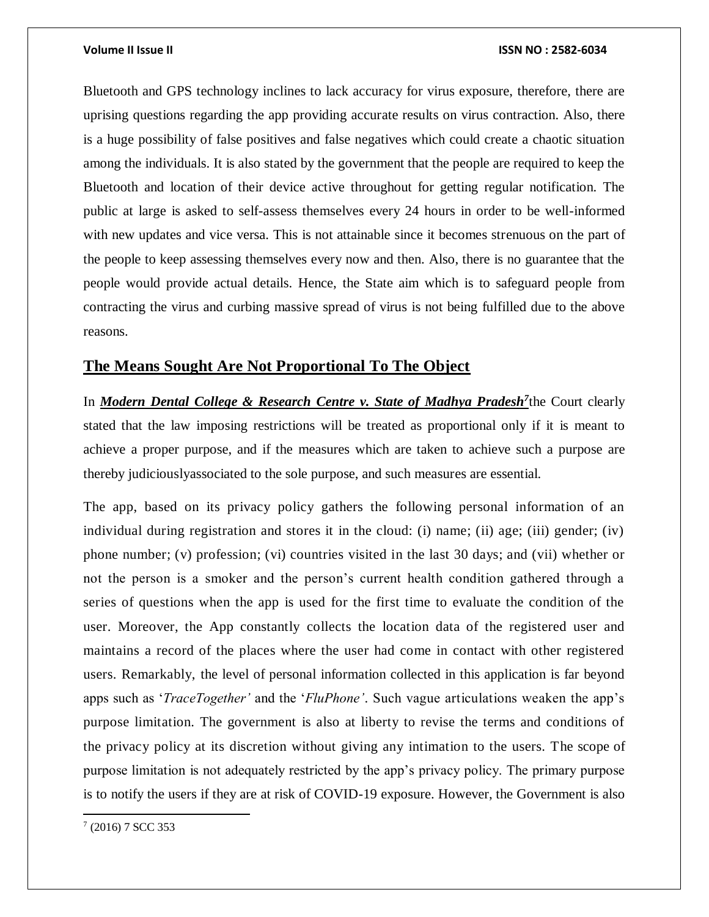Bluetooth and GPS technology inclines to lack accuracy for virus exposure, therefore, there are uprising questions regarding the app providing accurate results on virus contraction. Also, there is a huge possibility of false positives and false negatives which could create a chaotic situation among the individuals. It is also stated by the government that the people are required to keep the Bluetooth and location of their device active throughout for getting regular notification. The public at large is asked to self-assess themselves every 24 hours in order to be well-informed with new updates and vice versa. This is not attainable since it becomes strenuous on the part of the people to keep assessing themselves every now and then. Also, there is no guarantee that the people would provide actual details. Hence, the State aim which is to safeguard people from contracting the virus and curbing massive spread of virus is not being fulfilled due to the above reasons.

## The Means Sought Are Not Proportional To The Object

In ***Modern Dental College & Research Centre v. State of Madhya Pradesh***[7] the Court clearly stated that the law imposing restrictions will be treated as proportional only if it is meant to achieve a proper purpose, and if the measures which are taken to achieve such a purpose are thereby judiciouslyassociated to the sole purpose, and such measures are essential.

The app, based on its privacy policy gathers the following personal information of an individual during registration and stores it in the cloud: (i) name; (ii) age; (iii) gender; (iv) phone number; (v) profession; (vi) countries visited in the last 30 days; and (vii) whether or not the person is a smoker and the person's current health condition gathered through a series of questions when the app is used for the first time to evaluate the condition of the user. Moreover, the App constantly collects the location data of the registered user and maintains a record of the places where the user had come in contact with other registered users. Remarkably, the level of personal information collected in this application is far beyond apps such as '*TraceTogether*' and the '*FluPhone*'. Such vague articulations weaken the app's purpose limitation. The government is also at liberty to revise the terms and conditions of the privacy policy at its discretion without giving any intimation to the users. The scope of purpose limitation is not adequately restricted by the app's privacy policy. The primary purpose is to notify the users if they are at risk of COVID-19 exposure. However, the Government is also

---

[7] (2016) 7 SCC 353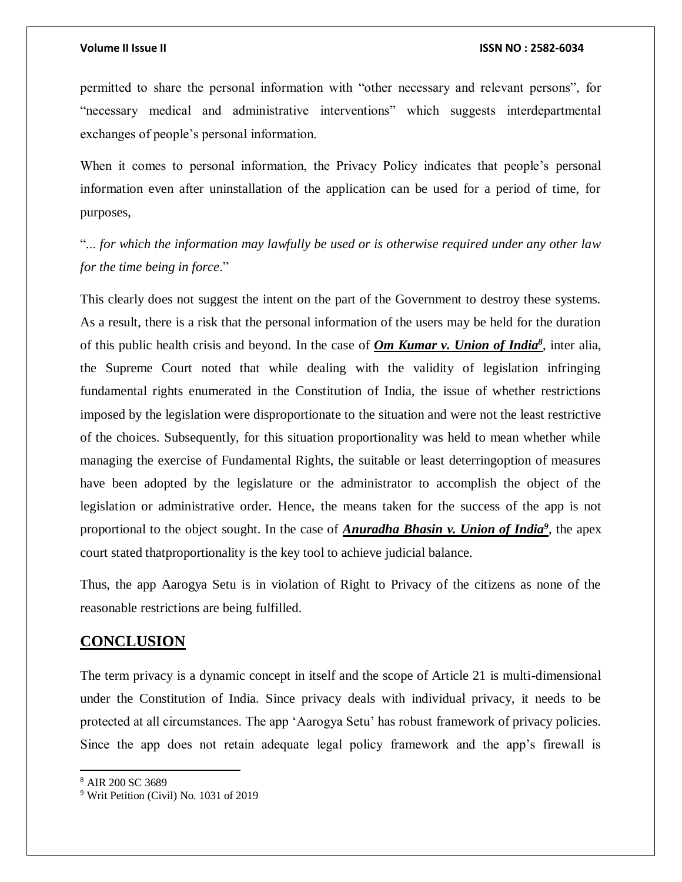permitted to share the personal information with "other necessary and relevant persons", for "necessary medical and administrative interventions" which suggests interdepartmental exchanges of people's personal information.

When it comes to personal information, the Privacy Policy indicates that people's personal information even after uninstallation of the application can be used for a period of time, for purposes,

"*... for which the information may lawfully be used or is otherwise required under any other law for the time being in force*."

This clearly does not suggest the intent on the part of the Government to destroy these systems. As a result, there is a risk that the personal information of the users may be held for the duration of this public health crisis and beyond. In the case of ***Om Kumar v. Union of India***[8], inter alia, the Supreme Court noted that while dealing with the validity of legislation infringing fundamental rights enumerated in the Constitution of India, the issue of whether restrictions imposed by the legislation were disproportionate to the situation and were not the least restrictive of the choices. Subsequently, for this situation proportionality was held to mean whether while managing the exercise of Fundamental Rights, the suitable or least deterringoption of measures have been adopted by the legislature or the administrator to accomplish the object of the legislation or administrative order. Hence, the means taken for the success of the app is not proportional to the object sought. In the case of ***Anuradha Bhasin v. Union of India***[9], the apex court stated thatproportionality is the key tool to achieve judicial balance.

Thus, the app Aarogya Setu is in violation of Right to Privacy of the citizens as none of the reasonable restrictions are being fulfilled.

## CONCLUSION

The term privacy is a dynamic concept in itself and the scope of Article 21 is multi-dimensional under the Constitution of India. Since privacy deals with individual privacy, it needs to be protected at all circumstances. The app 'Aarogya Setu' has robust framework of privacy policies. Since the app does not retain adequate legal policy framework and the app's firewall is

---

[8] AIR 200 SC 3689

[9] Writ Petition (Civil) No. 1031 of 2019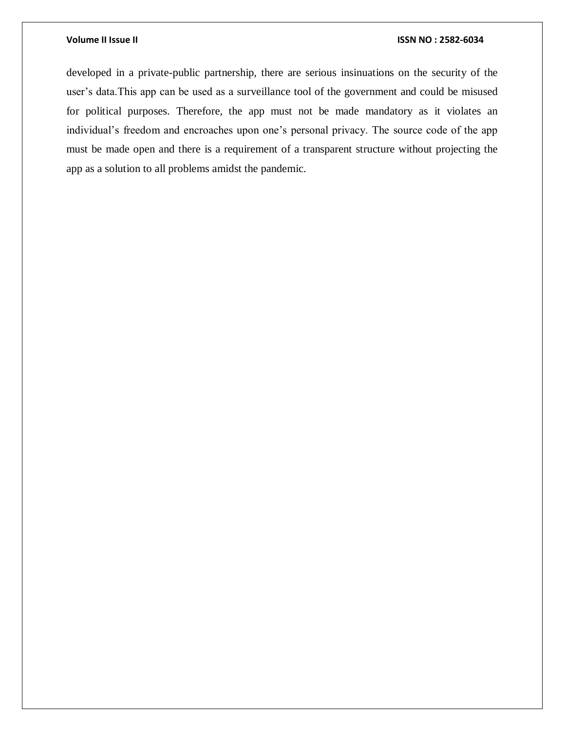developed in a private-public partnership, there are serious insinuations on the security of the user's data.This app can be used as a surveillance tool of the government and could be misused for political purposes. Therefore, the app must not be made mandatory as it violates an individual's freedom and encroaches upon one's personal privacy. The source code of the app must be made open and there is a requirement of a transparent structure without projecting the app as a solution to all problems amidst the pandemic.